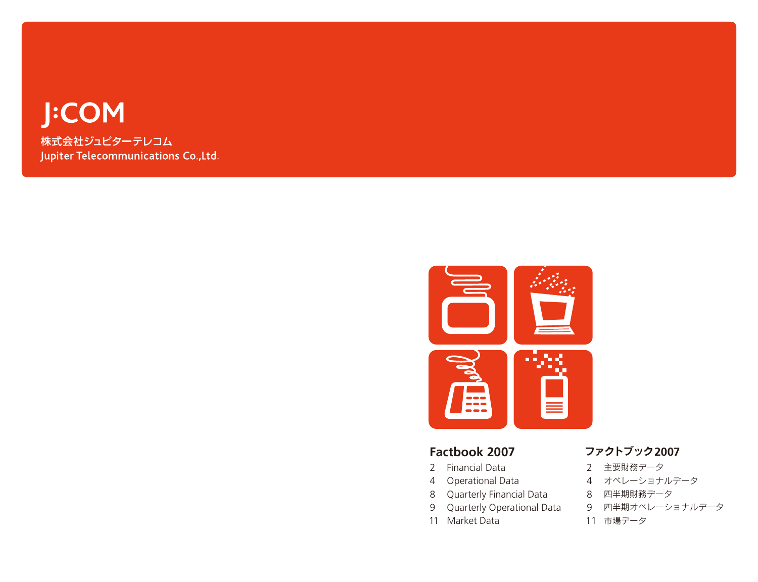# J:COM

株式会社ジュピターテレコム
Jupiter Telecommunications Co.,Ltd.

## Factbook 2007

2 Financial Data
4 Operational Data
8 Quarterly Financial Data
9 Quarterly Operational Data
11 Market Data

## ファクトブック2007

2 主要財務データ
4 オペレーショナルデータ
8 四半期財務データ
9 四半期オペレーショナルデータ
11 市場データ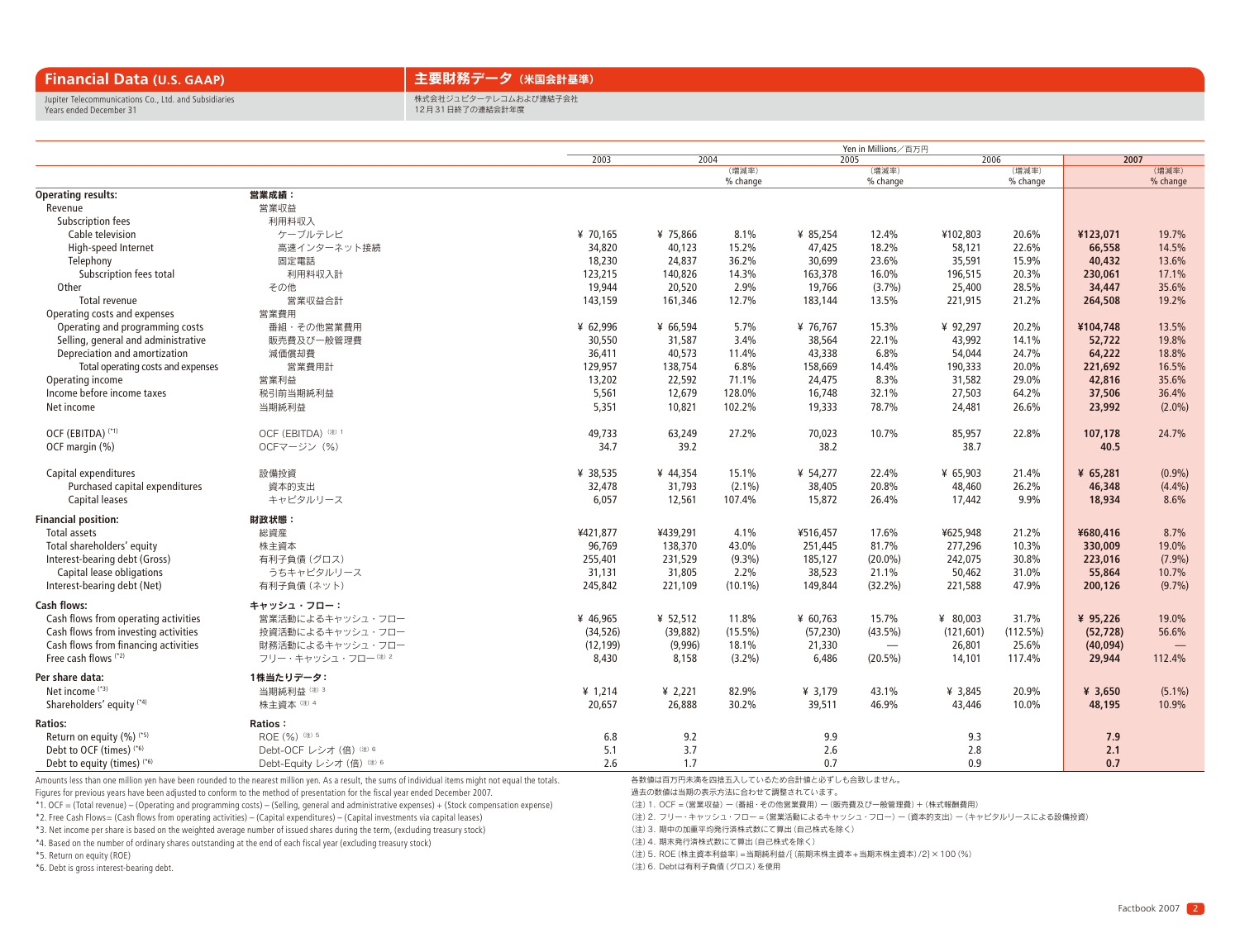## Financial Data (U.S. GAAP)

Jupiter Telecommunications Co., Ltd. and Subsidiaries
Years ended December 31

## 主要財務データ（米国会計基準）

株式会社ジュピターテレコムおよび連結子会社
12月31日終了の連結会計年度

Yen in Millions／百万円

| | | 2003 | 2004 | （増減率）% change | 2005 | （増減率）% change | 2006 | （増減率）% change | 2007 | （増減率）% change |
|---|---|---|---|---|---|---|---|---|---|---|
| **Operating results:** | **営業成績：** | | | | | | | | | |
| Revenue | 営業収益 | | | | | | | | | |
| Subscription fees | 利用料収入 | | | | | | | | | |
| Cable television | ケーブルテレビ | ¥ 70,165 | ¥ 75,866 | 8.1% | ¥ 85,254 | 12.4% | ¥102,803 | 20.6% | **¥123,071** | 19.7% |
| High-speed Internet | 高速インターネット接続 | 34,820 | 40,123 | 15.2% | 47,425 | 18.2% | 58,121 | 22.6% | **66,558** | 14.5% |
| Telephony | 固定電話 | 18,230 | 24,837 | 36.2% | 30,699 | 23.6% | 35,591 | 15.9% | **40,432** | 13.6% |
| Subscription fees total | 利用料収入計 | 123,215 | 140,826 | 14.3% | 163,378 | 16.0% | 196,515 | 20.3% | **230,061** | 17.1% |
| Other | その他 | 19,944 | 20,520 | 2.9% | 19,766 | (3.7%) | 25,400 | 28.5% | **34,447** | 35.6% |
| Total revenue | 営業収益合計 | 143,159 | 161,346 | 12.7% | 183,144 | 13.5% | 221,915 | 21.2% | **264,508** | 19.2% |
| Operating costs and expenses | 営業費用 | | | | | | | | | |
| Operating and programming costs | 番組・その他営業費用 | ¥ 62,996 | ¥ 66,594 | 5.7% | ¥ 76,767 | 15.3% | ¥ 92,297 | 20.2% | **¥104,748** | 13.5% |
| Selling, general and administrative | 販売費及び一般管理費 | 30,550 | 31,587 | 3.4% | 38,564 | 22.1% | 43,992 | 14.1% | **52,722** | 19.8% |
| Depreciation and amortization | 減価償却費 | 36,411 | 40,573 | 11.4% | 43,338 | 6.8% | 54,044 | 24.7% | **64,222** | 18.8% |
| Total operating costs and expenses | 営業費用計 | 129,957 | 138,754 | 6.8% | 158,669 | 14.4% | 190,333 | 20.0% | **221,692** | 16.5% |
| Operating income | 営業利益 | 13,202 | 22,592 | 71.1% | 24,475 | 8.3% | 31,582 | 29.0% | **42,816** | 35.6% |
| Income before income taxes | 税引前当期純利益 | 5,561 | 12,679 | 128.0% | 16,748 | 32.1% | 27,503 | 64.2% | **37,506** | 36.4% |
| Net income | 当期純利益 | 5,351 | 10,821 | 102.2% | 19,333 | 78.7% | 24,481 | 26.6% | **23,992** | (2.0%) |
| OCF (EBITDA) (*1) | OCF（EBITDA）（注）1 | 49,733 | 63,249 | 27.2% | 70,023 | 10.7% | 85,957 | 22.8% | **107,178** | 24.7% |
| OCF margin (%) | OCFマージン（%） | 34.7 | 39.2 | | 38.2 | | 38.7 | | **40.5** | |
| Capital expenditures | 設備投資 | ¥ 38,535 | ¥ 44,354 | 15.1% | ¥ 54,277 | 22.4% | ¥ 65,903 | 21.4% | **¥ 65,281** | (0.9%) |
| Purchased capital expenditures | 資本的支出 | 32,478 | 31,793 | (2.1%) | 38,405 | 20.8% | 48,460 | 26.2% | **46,348** | (4.4%) |
| Capital leases | キャピタルリース | 6,057 | 12,561 | 107.4% | 15,872 | 26.4% | 17,442 | 9.9% | **18,934** | 8.6% |
| **Financial position:** | **財政状態：** | | | | | | | | | |
| Total assets | 総資産 | ¥421,877 | ¥439,291 | 4.1% | ¥516,457 | 17.6% | ¥625,948 | 21.2% | **¥680,416** | 8.7% |
| Total shareholders' equity | 株主資本 | 96,769 | 138,370 | 43.0% | 251,445 | 81.7% | 277,296 | 10.3% | **330,009** | 19.0% |
| Interest-bearing debt (Gross) | 有利子負債（グロス） | 255,401 | 231,529 | (9.3%) | 185,127 | (20.0%) | 242,075 | 30.8% | **223,016** | (7.9%) |
| Capital lease obligations | うちキャピタルリース | 31,131 | 31,805 | 2.2% | 38,523 | 21.1% | 50,462 | 31.0% | **55,864** | 10.7% |
| Interest-bearing debt (Net) | 有利子負債（ネット） | 245,842 | 221,109 | (10.1%) | 149,844 | (32.2%) | 221,588 | 47.9% | **200,126** | (9.7%) |
| **Cash flows:** | **キャッシュ・フロー：** | | | | | | | | | |
| Cash flows from operating activities | 営業活動によるキャッシュ・フロー | ¥ 46,965 | ¥ 52,512 | 11.8% | ¥ 60,763 | 15.7% | ¥ 80,003 | 31.7% | **¥ 95,226** | 19.0% |
| Cash flows from investing activities | 投資活動によるキャッシュ・フロー | (34,526) | (39,882) | (15.5%) | (57,230) | (43.5%) | (121,601) | (112.5%) | **(52,728)** | 56.6% |
| Cash flows from financing activities | 財務活動によるキャッシュ・フロー | (12,199) | (9,996) | 18.1% | 21,330 | — | 26,801 | 25.6% | **(40,094)** | — |
| Free cash flows (*2) | フリー・キャッシュ・フロー（注）2 | 8,430 | 8,158 | (3.2%) | 6,486 | (20.5%) | 14,101 | 117.4% | **29,944** | 112.4% |
| **Per share data:** | **1株当たりデータ：** | | | | | | | | | |
| Net income (*3) | 当期純利益（注）3 | ¥ 1,214 | ¥ 2,221 | 82.9% | ¥ 3,179 | 43.1% | ¥ 3,845 | 20.9% | **¥ 3,650** | (5.1%) |
| Shareholders' equity (*4) | 株主資本（注）4 | 20,657 | 26,888 | 30.2% | 39,511 | 46.9% | 43,446 | 10.0% | **48,195** | 10.9% |
| **Ratios:** | **Ratios：** | | | | | | | | | |
| Return on equity (%) (*5) | ROE（%）（注）5 | 6.8 | 9.2 | | 9.9 | | 9.3 | | **7.9** | |
| Debt to OCF (times) (*6) | Debt-OCF レシオ（倍）（注）6 | 5.1 | 3.7 | | 2.6 | | 2.8 | | **2.1** | |
| Debt to equity (times) (*6) | Debt-Equity レシオ（倍）（注）6 | 2.6 | 1.7 | | 0.7 | | 0.9 | | **0.7** | |

Amounts less than one million yen have been rounded to the nearest million yen. As a result, the sums of individual items might not equal the totals.
Figures for previous years have been adjusted to conform to the method of presentation for the fiscal year ended December 2007.
*1. OCF = (Total revenue) – (Operating and programming costs) – (Selling, general and administrative expenses) + (Stock compensation expense)
*2. Free Cash Flows= (Cash flows from operating activities) – (Capital expenditures) – (Capital investments via capital leases)
*3. Net income per share is based on the weighted average number of issued shares during the term, (excluding treasury stock)
*4. Based on the number of ordinary shares outstanding at the end of each fiscal year (excluding treasury stock)
*5. Return on equity (ROE)
*6. Debt is gross interest-bearing debt.

各数値は百万円未満を四捨五入しているため合計値と必ずしも合致しません。
過去の数値は当期の表示方法に合わせて調整されています。
（注）1. OCF＝（営業収益）－（番組・その他営業費用）－（販売費及び一般管理費）＋（株式報酬費用）
（注）2. フリー・キャッシュ・フロー＝（営業活動によるキャッシュ・フロー）－（資本的支出）－（キャピタルリースによる設備投資）
（注）3. 期中の加重平均発行済株式数にて算出（自己株式を除く）
（注）4. 期末発行済株式数にて算出（自己株式を除く）
（注）5. ROE（株主資本利益率）＝当期純利益/[（前期末株主資本＋当期末株主資本）/2]×100（%）
（注）6. Debtは有利子負債（グロス）を使用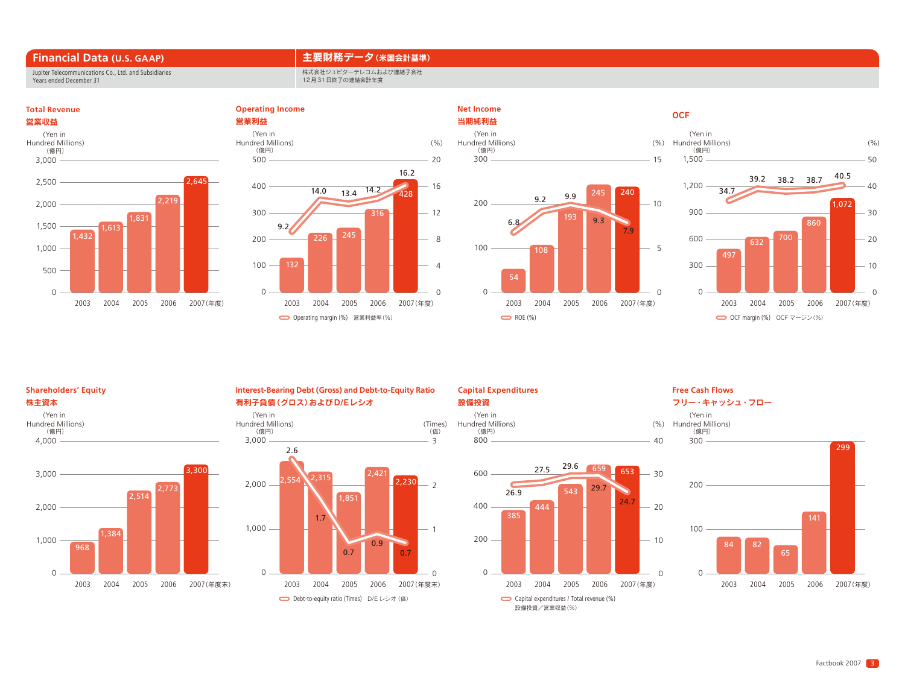# Financial Data (U.S. GAAP) 主要財務データ（米国会計基準）

Jupiter Telecommunications Co., Ltd. and Subsidiaries
Years ended December 31

株式会社ジュピターテレコムおよび連結子会社
12月31日終了の連結会計年度

## Total Revenue 営業収益

(Yen in Hundred Millions)（億円）

| | 2003 | 2004 | 2005 | 2006 | 2007 (年度) |
|---|---|---|---|---|---|
| Total Revenue | 1,432 | 1,613 | 1,831 | 2,219 | 2,645 |

## Operating Income 営業利益

(Yen in Hundred Millions)（億円） / (%)

| | 2003 | 2004 | 2005 | 2006 | 2007 (年度) |
|---|---|---|---|---|---|
| Operating Income | 132 | 226 | 245 | 316 | 428 |
| Operating margin (%) 営業利益率（%） | 9.2 | 14.0 | 13.4 | 14.2 | 16.2 |

## Net Income 当期純利益

(Yen in Hundred Millions)（億円） / (%)

| | 2003 | 2004 | 2005 | 2006 | 2007 (年度) |
|---|---|---|---|---|---|
| Net Income | 54 | 108 | 193 | 245 | 240 |
| ROE (%) | 6.8 | 9.2 | 9.9 | 9.3 | 7.9 |

## OCF

(Yen in Hundred Millions)（億円） / (%)

| | 2003 | 2004 | 2005 | 2006 | 2007 (年度) |
|---|---|---|---|---|---|
| OCF | 497 | 632 | 700 | 860 | 1,072 |
| OCF margin (%) OCF マージン（%） | 34.7 | 39.2 | 38.2 | 38.7 | 40.5 |

## Shareholders' Equity 株主資本

(Yen in Hundred Millions)（億円）

| | 2003 | 2004 | 2005 | 2006 | 2007 (年度末) |
|---|---|---|---|---|---|
| Shareholders' Equity | 968 | 1,384 | 2,514 | 2,773 | 3,300 |

## Interest-Bearing Debt (Gross) and Debt-to-Equity Ratio 有利子負債（グロス）およびD/Eレシオ

(Yen in Hundred Millions)（億円） / (Times)（倍）

| | 2003 | 2004 | 2005 | 2006 | 2007 (年度末) |
|---|---|---|---|---|---|
| Interest-Bearing Debt (Gross) | 2,554 | 2,315 | 1,851 | 2,421 | 2,230 |
| Debt-to-equity ratio (Times) D/E レシオ（倍） | 2.6 | 1.7 | 0.7 | 0.9 | 0.7 |

## Capital Expenditures 設備投資

(Yen in Hundred Millions)（億円） / (%)

| | 2003 | 2004 | 2005 | 2006 | 2007 (年度) |
|---|---|---|---|---|---|
| Capital Expenditures | 385 | 444 | 543 | 659 | 653 |
| Capital expenditures / Total revenue (%) 設備投資／営業収益（%） | 26.9 | 27.5 | 29.6 | 29.7 | 24.7 |

## Free Cash Flows フリー・キャッシュ・フロー

(Yen in Hundred Millions)（億円）

| | 2003 | 2004 | 2005 | 2006 | 2007 (年度) |
|---|---|---|---|---|---|
| Free Cash Flows | 84 | 82 | 65 | 141 | 299 |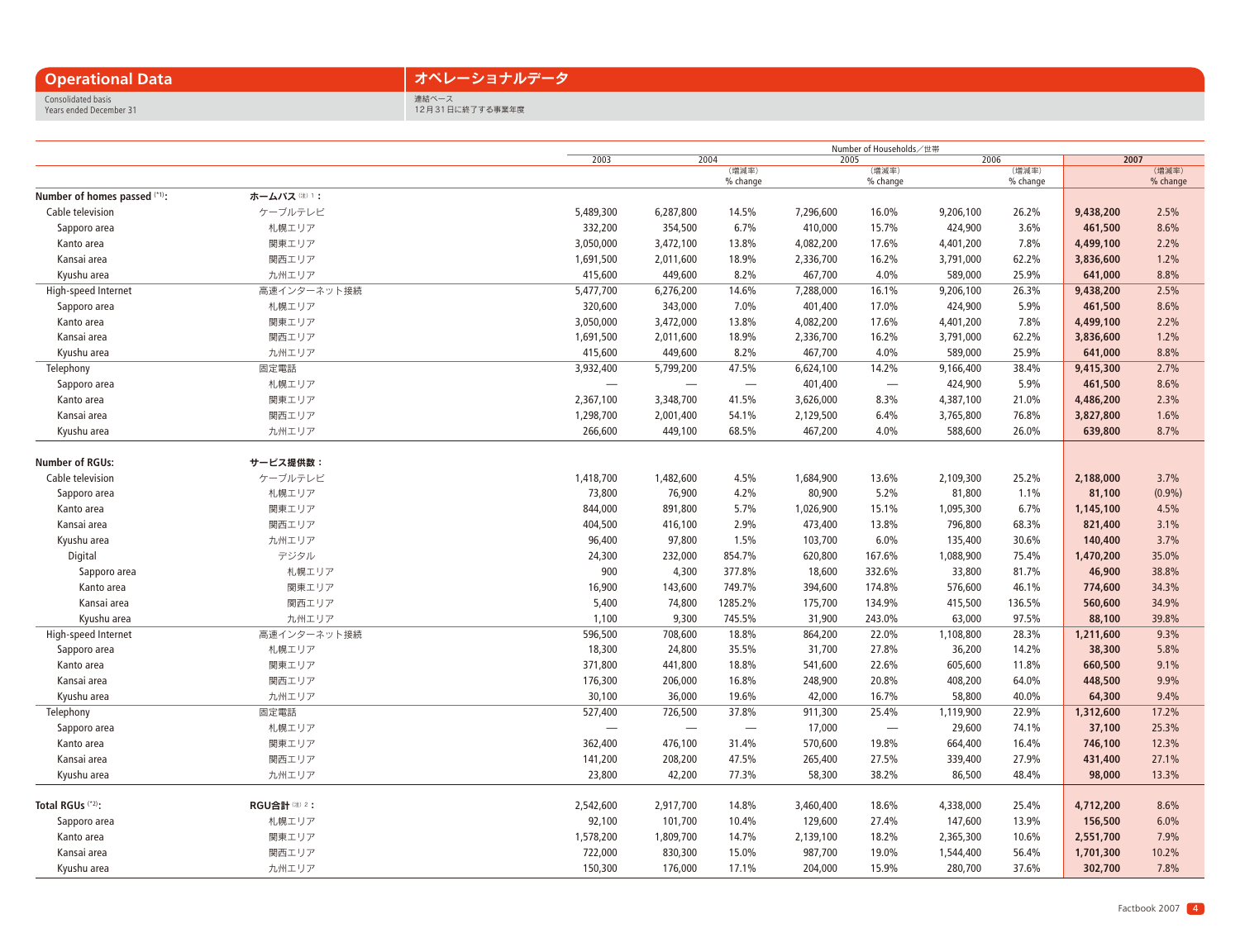## Operational Data

## オペレーショナルデータ

Consolidated basis
Years ended December 31

連結ベース
12月31日に終了する事業年度

Number of Households／世帯

| | | 2003 | 2004 | (増減率) % change | 2005 | (増減率) % change | 2006 | (増減率) % change | **2007** | (増減率) % change |
|---|---|---|---|---|---|---|---|---|---|---|
| **Number of homes passed** (*1)**:** | **ホームパス** (注) 1 **:** | | | | | | | | | |
| Cable television | ケーブルテレビ | 5,489,300 | 6,287,800 | 14.5% | 7,296,600 | 16.0% | 9,206,100 | 26.2% | **9,438,200** | 2.5% |
| Sapporo area | 札幌エリア | 332,200 | 354,500 | 6.7% | 410,000 | 15.7% | 424,900 | 3.6% | **461,500** | 8.6% |
| Kanto area | 関東エリア | 3,050,000 | 3,472,100 | 13.8% | 4,082,200 | 17.6% | 4,401,200 | 7.8% | **4,499,100** | 2.2% |
| Kansai area | 関西エリア | 1,691,500 | 2,011,600 | 18.9% | 2,336,700 | 16.2% | 3,791,000 | 62.2% | **3,836,600** | 1.2% |
| Kyushu area | 九州エリア | 415,600 | 449,600 | 8.2% | 467,700 | 4.0% | 589,000 | 25.9% | **641,000** | 8.8% |
| High-speed Internet | 高速インターネット接続 | 5,477,700 | 6,276,200 | 14.6% | 7,288,000 | 16.1% | 9,206,100 | 26.3% | **9,438,200** | 2.5% |
| Sapporo area | 札幌エリア | 320,600 | 343,000 | 7.0% | 401,400 | 17.0% | 424,900 | 5.9% | **461,500** | 8.6% |
| Kanto area | 関東エリア | 3,050,000 | 3,472,000 | 13.8% | 4,082,200 | 17.6% | 4,401,200 | 7.8% | **4,499,100** | 2.2% |
| Kansai area | 関西エリア | 1,691,500 | 2,011,600 | 18.9% | 2,336,700 | 16.2% | 3,791,000 | 62.2% | **3,836,600** | 1.2% |
| Kyushu area | 九州エリア | 415,600 | 449,600 | 8.2% | 467,700 | 4.0% | 589,000 | 25.9% | **641,000** | 8.8% |
| Telephony | 固定電話 | 3,932,400 | 5,799,200 | 47.5% | 6,624,100 | 14.2% | 9,166,400 | 38.4% | **9,415,300** | 2.7% |
| Sapporo area | 札幌エリア | — | — | — | 401,400 | — | 424,900 | 5.9% | **461,500** | 8.6% |
| Kanto area | 関東エリア | 2,367,100 | 3,348,700 | 41.5% | 3,626,000 | 8.3% | 4,387,100 | 21.0% | **4,486,200** | 2.3% |
| Kansai area | 関西エリア | 1,298,700 | 2,001,400 | 54.1% | 2,129,500 | 6.4% | 3,765,800 | 76.8% | **3,827,800** | 1.6% |
| Kyushu area | 九州エリア | 266,600 | 449,100 | 68.5% | 467,200 | 4.0% | 588,600 | 26.0% | **639,800** | 8.7% |
| **Number of RGUs:** | **サービス提供数：** | | | | | | | | | |
| Cable television | ケーブルテレビ | 1,418,700 | 1,482,600 | 4.5% | 1,684,900 | 13.6% | 2,109,300 | 25.2% | **2,188,000** | 3.7% |
| Sapporo area | 札幌エリア | 73,800 | 76,900 | 4.2% | 80,900 | 5.2% | 81,800 | 1.1% | **81,100** | (0.9%) |
| Kanto area | 関東エリア | 844,000 | 891,800 | 5.7% | 1,026,900 | 15.1% | 1,095,300 | 6.7% | **1,145,100** | 4.5% |
| Kansai area | 関西エリア | 404,500 | 416,100 | 2.9% | 473,400 | 13.8% | 796,800 | 68.3% | **821,400** | 3.1% |
| Kyushu area | 九州エリア | 96,400 | 97,800 | 1.5% | 103,700 | 6.0% | 135,400 | 30.6% | **140,400** | 3.7% |
| Digital | デジタル | 24,300 | 232,000 | 854.7% | 620,800 | 167.6% | 1,088,900 | 75.4% | **1,470,200** | 35.0% |
| Sapporo area | 札幌エリア | 900 | 4,300 | 377.8% | 18,600 | 332.6% | 33,800 | 81.7% | **46,900** | 38.8% |
| Kanto area | 関東エリア | 16,900 | 143,600 | 749.7% | 394,600 | 174.8% | 576,600 | 46.1% | **774,600** | 34.3% |
| Kansai area | 関西エリア | 5,400 | 74,800 | 1285.2% | 175,700 | 134.9% | 415,500 | 136.5% | **560,600** | 34.9% |
| Kyushu area | 九州エリア | 1,100 | 9,300 | 745.5% | 31,900 | 243.0% | 63,000 | 97.5% | **88,100** | 39.8% |
| High-speed Internet | 高速インターネット接続 | 596,500 | 708,600 | 18.8% | 864,200 | 22.0% | 1,108,800 | 28.3% | **1,211,600** | 9.3% |
| Sapporo area | 札幌エリア | 18,300 | 24,800 | 35.5% | 31,700 | 27.8% | 36,200 | 14.2% | **38,300** | 5.8% |
| Kanto area | 関東エリア | 371,800 | 441,800 | 18.8% | 541,600 | 22.6% | 605,600 | 11.8% | **660,500** | 9.1% |
| Kansai area | 関西エリア | 176,300 | 206,000 | 16.8% | 248,900 | 20.8% | 408,200 | 64.0% | **448,500** | 9.9% |
| Kyushu area | 九州エリア | 30,100 | 36,000 | 19.6% | 42,000 | 16.7% | 58,800 | 40.0% | **64,300** | 9.4% |
| Telephony | 固定電話 | 527,400 | 726,500 | 37.8% | 911,300 | 25.4% | 1,119,900 | 22.9% | **1,312,600** | 17.2% |
| Sapporo area | 札幌エリア | — | — | — | 17,000 | — | 29,600 | 74.1% | **37,100** | 25.3% |
| Kanto area | 関東エリア | 362,400 | 476,100 | 31.4% | 570,600 | 19.8% | 664,400 | 16.4% | **746,100** | 12.3% |
| Kansai area | 関西エリア | 141,200 | 208,200 | 47.5% | 265,400 | 27.5% | 339,400 | 27.9% | **431,400** | 27.1% |
| Kyushu area | 九州エリア | 23,800 | 42,200 | 77.3% | 58,300 | 38.2% | 86,500 | 48.4% | **98,000** | 13.3% |
| **Total RGUs** (*2)**:** | **RGU合計** (注) 2 **:** | 2,542,600 | 2,917,700 | 14.8% | 3,460,400 | 18.6% | 4,338,000 | 25.4% | **4,712,200** | 8.6% |
| Sapporo area | 札幌エリア | 92,100 | 101,700 | 10.4% | 129,600 | 27.4% | 147,600 | 13.9% | **156,500** | 6.0% |
| Kanto area | 関東エリア | 1,578,200 | 1,809,700 | 14.7% | 2,139,100 | 18.2% | 2,365,300 | 10.6% | **2,551,700** | 7.9% |
| Kansai area | 関西エリア | 722,000 | 830,300 | 15.0% | 987,700 | 19.0% | 1,544,400 | 56.4% | **1,701,300** | 10.2% |
| Kyushu area | 九州エリア | 150,300 | 176,000 | 17.1% | 204,000 | 15.9% | 280,700 | 37.6% | **302,700** | 7.8% |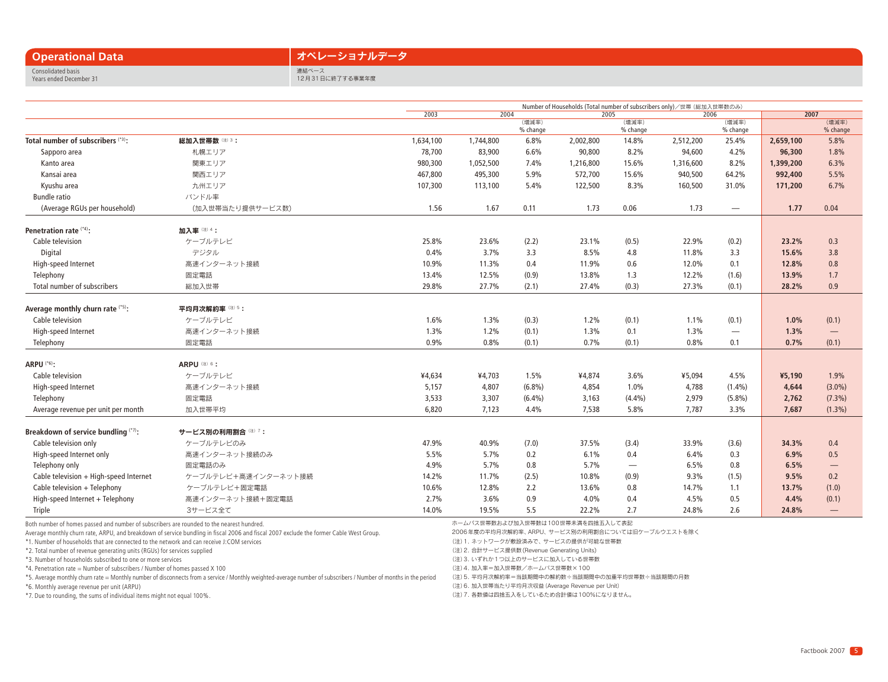## Operational Data

## オペレーショナルデータ

Consolidated basis
Years ended December 31

連結ベース
12月31日に終了する事業年度

Number of Households (Total number of subscribers only)／世帯（総加入世帯数のみ）

| | | 2003 | 2004 | (増減率) % change | 2005 | (増減率) % change | 2006 | (増減率) % change | 2007 | (増減率) % change |
|---|---|---|---|---|---|---|---|---|---|---|
| **Total number of subscribers** (*3): | **総加入世帯数** (注)3： | 1,634,100 | 1,744,800 | 6.8% | 2,002,800 | 14.8% | 2,512,200 | 25.4% | **2,659,100** | 5.8% |
| Sapporo area | 札幌エリア | 78,700 | 83,900 | 6.6% | 90,800 | 8.2% | 94,600 | 4.2% | **96,300** | 1.8% |
| Kanto area | 関東エリア | 980,300 | 1,052,500 | 7.4% | 1,216,800 | 15.6% | 1,316,600 | 8.2% | **1,399,200** | 6.3% |
| Kansai area | 関西エリア | 467,800 | 495,300 | 5.9% | 572,700 | 15.6% | 940,500 | 64.2% | **992,400** | 5.5% |
| Kyushu area | 九州エリア | 107,300 | 113,100 | 5.4% | 122,500 | 8.3% | 160,500 | 31.0% | **171,200** | 6.7% |
| Bundle ratio | バンドル率 | | | | | | | | | |
| (Average RGUs per household) | (加入世帯当たり提供サービス数) | 1.56 | 1.67 | 0.11 | 1.73 | 0.06 | 1.73 | — | **1.77** | 0.04 |
| **Penetration rate** (*4): | **加入率** (注)4： | | | | | | | | | |
| Cable television | ケーブルテレビ | 25.8% | 23.6% | (2.2) | 23.1% | (0.5) | 22.9% | (0.2) | **23.2%** | 0.3 |
| Digital | デジタル | 0.4% | 3.7% | 3.3 | 8.5% | 4.8 | 11.8% | 3.3 | **15.6%** | 3.8 |
| High-speed Internet | 高速インターネット接続 | 10.9% | 11.3% | 0.4 | 11.9% | 0.6 | 12.0% | 0.1 | **12.8%** | 0.8 |
| Telephony | 固定電話 | 13.4% | 12.5% | (0.9) | 13.8% | 1.3 | 12.2% | (1.6) | **13.9%** | 1.7 |
| Total number of subscribers | 総加入世帯 | 29.8% | 27.7% | (2.1) | 27.4% | (0.3) | 27.3% | (0.1) | **28.2%** | 0.9 |
| **Average monthly churn rate** (*5): | **平均月次解約率** (注)5： | | | | | | | | | |
| Cable television | ケーブルテレビ | 1.6% | 1.3% | (0.3) | 1.2% | (0.1) | 1.1% | (0.1) | **1.0%** | (0.1) |
| High-speed Internet | 高速インターネット接続 | 1.3% | 1.2% | (0.1) | 1.3% | 0.1 | 1.3% | — | **1.3%** | — |
| Telephony | 固定電話 | 0.9% | 0.8% | (0.1) | 0.7% | (0.1) | 0.8% | 0.1 | **0.7%** | (0.1) |
| **ARPU** (*6): | **ARPU** (注)6： | | | | | | | | | |
| Cable television | ケーブルテレビ | ¥4,634 | ¥4,703 | 1.5% | ¥4,874 | 3.6% | ¥5,094 | 4.5% | **¥5,190** | 1.9% |
| High-speed Internet | 高速インターネット接続 | 5,157 | 4,807 | (6.8%) | 4,854 | 1.0% | 4,788 | (1.4%) | **4,644** | (3.0%) |
| Telephony | 固定電話 | 3,533 | 3,307 | (6.4%) | 3,163 | (4.4%) | 2,979 | (5.8%) | **2,762** | (7.3%) |
| Average revenue per unit per month | 加入世帯平均 | 6,820 | 7,123 | 4.4% | 7,538 | 5.8% | 7,787 | 3.3% | **7,687** | (1.3%) |
| **Breakdown of service bundling** (*7): | **サービス別の利用割合** (注)7： | | | | | | | | | |
| Cable television only | ケーブルテレビのみ | 47.9% | 40.9% | (7.0) | 37.5% | (3.4) | 33.9% | (3.6) | **34.3%** | 0.4 |
| High-speed Internet only | 高速インターネット接続のみ | 5.5% | 5.7% | 0.2 | 6.1% | 0.4 | 6.4% | 0.3 | **6.9%** | 0.5 |
| Telephony only | 固定電話のみ | 4.9% | 5.7% | 0.8 | 5.7% | — | 6.5% | 0.8 | **6.5%** | — |
| Cable television + High-speed Internet | ケーブルテレビ+高速インターネット接続 | 14.2% | 11.7% | (2.5) | 10.8% | (0.9) | 9.3% | (1.5) | **9.5%** | 0.2 |
| Cable television + Telephony | ケーブルテレビ+固定電話 | 10.6% | 12.8% | 2.2 | 13.6% | 0.8 | 14.7% | 1.1 | **13.7%** | (1.0) |
| High-speed Internet + Telephony | 高速インターネット接続+固定電話 | 2.7% | 3.6% | 0.9 | 4.0% | 0.4 | 4.5% | 0.5 | **4.4%** | (0.1) |
| Triple | 3サービス全て | 14.0% | 19.5% | 5.5 | 22.2% | 2.7 | 24.8% | 2.6 | **24.8%** | — |

Both number of homes passed and number of subscribers are rounded to the nearest hundred.
Average monthly churn rate, ARPU, and breakdown of service bundling in fiscal 2006 and fiscal 2007 exclude the former Cable West Group.
*1. Number of households that are connected to the network and can receive J:COM services
*2. Total number of revenue generating units (RGUs) for services supplied
*3. Number of households subscribed to one or more services
*4. Penetration rate = Number of subscribers / Number of homes passed X 100
*5. Average monthly churn rate = Monthly number of disconnects from a service / Monthly weighted-average number of subscribers / Number of months in the period
*6. Monthly average revenue per unit (ARPU)
*7. Due to rounding, the sums of individual items might not equal 100%.

ホームパス世帯数および加入世帯数は100世帯未満を四捨五入して表記
2006年度の平均月次解約率、ARPU、サービス別の利用割合については旧ケーブルウエストを除く
(注) 1. ネットワークが敷設済みで、サービスの提供が可能な世帯数
(注) 2. 合計サービス提供数(Revenue Generating Units)
(注) 3. いずれか1つ以上のサービスに加入している世帯数
(注) 4. 加入率＝加入世帯数／ホームパス世帯数×100
(注) 5. 平均月次解約率＝当該期間中の解約数÷当該期間中の加重平均世帯数÷当該期間の月数
(注) 6. 加入世帯当たり平均月次収益 (Average Revenue per Unit)
(注) 7. 各数値は四捨五入をしているため合計値は100%になりません。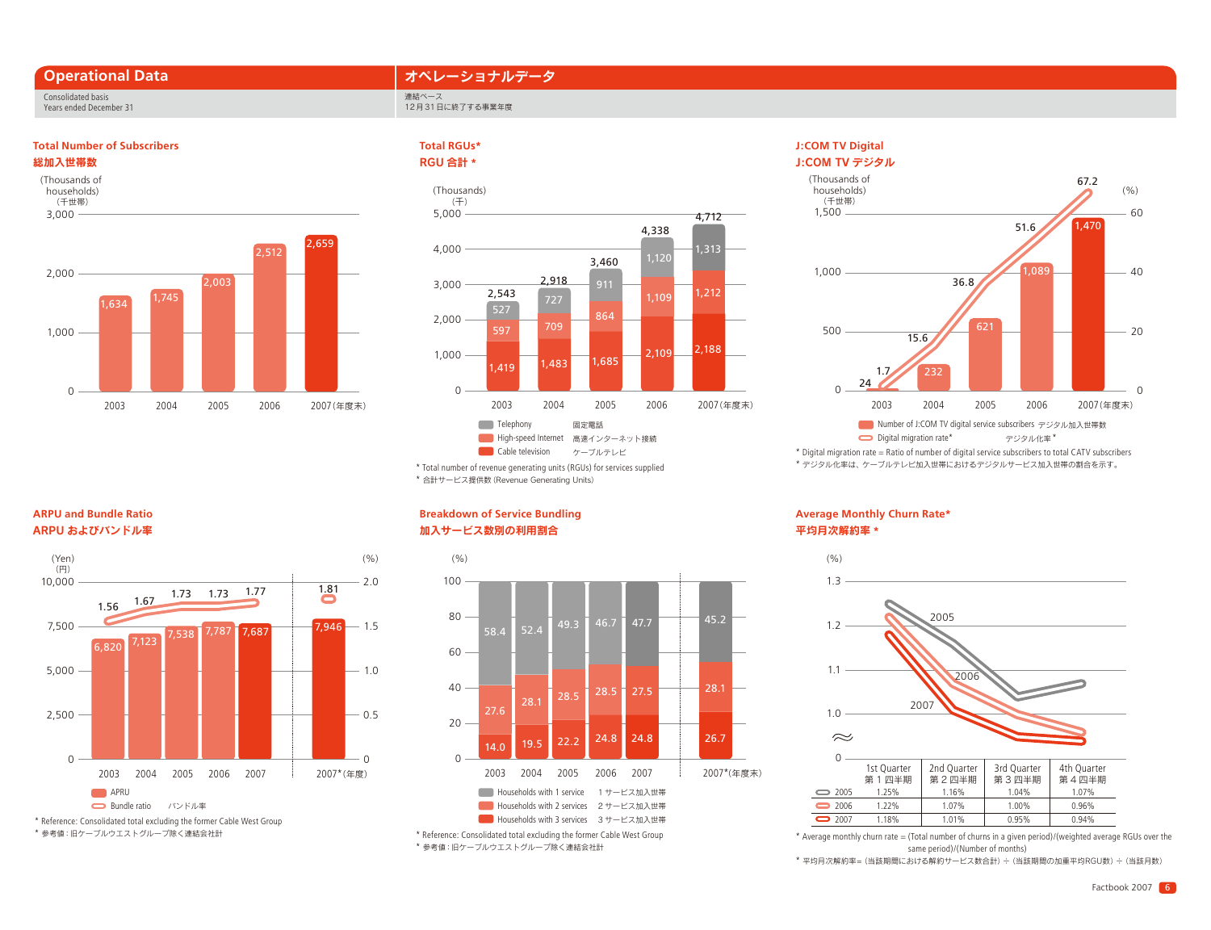## Operational Data

## オペレーショナルデータ

Consolidated basis
Years ended December 31

連結ベース
12月31日に終了する事業年度

### Total Number of Subscribers
### 総加入世帯数

(Thousands of households)
(千世帯)

| | 2003 | 2004 | 2005 | 2006 | 2007(年度末) |
|---|---|---|---|---|---|
| Total subscribers | 1,634 | 1,745 | 2,003 | 2,512 | 2,659 |

### Total RGUs*
### RGU 合計 *

(Thousands)
(千)

| | 2003 | 2004 | 2005 | 2006 | 2007(年度末) |
|---|---|---|---|---|---|
| Telephony 固定電話 | 527 | 727 | 911 | 1,120 | 1,313 |
| High-speed Internet 高速インターネット接続 | 597 | 709 | 864 | 1,109 | 1,212 |
| Cable television ケーブルテレビ | 1,419 | 1,483 | 1,685 | 2,109 | 2,188 |
| Total | 2,543 | 2,918 | 3,460 | 4,338 | 4,712 |

* Total number of revenue generating units (RGUs) for services supplied
* 合計サービス提供数 (Revenue Generating Units)

### J:COM TV Digital
### J:COM TV デジタル

(Thousands of households) (千世帯) / (%)

| | 2003 | 2004 | 2005 | 2006 | 2007(年度末) |
|---|---|---|---|---|---|
| Number of J:COM TV digital service subscribers デジタル加入世帯数 | 24 | 232 | 621 | 1,089 | 1,470 |
| Digital migration rate* デジタル化率* (%) | 1.7 | 15.6 | 36.8 | 51.6 | 67.2 |

* Digital migration rate = Ratio of number of digital service subscribers to total CATV subscribers
* デジタル化率は、ケーブルテレビ加入世帯におけるデジタルサービス加入世帯の割合を示す。

### ARPU and Bundle Ratio
### ARPU およびバンドル率

(Yen) (円) / (%)

| | 2003 | 2004 | 2005 | 2006 | 2007 | 2007*(年度) |
|---|---|---|---|---|---|---|
| APRU | 6,820 | 7,123 | 7,538 | 7,787 | 7,687 | 7,946 |
| Bundle ratio バンドル率 | 1.56 | 1.67 | 1.73 | 1.73 | 1.77 | 1.81 |

* Reference: Consolidated total excluding the former Cable West Group
* 参考値：旧ケーブルウエストグループ除く連結会社計

### Breakdown of Service Bundling
### 加入サービス数別の利用割合

(%)

| | 2003 | 2004 | 2005 | 2006 | 2007 | 2007*(年度末) |
|---|---|---|---|---|---|---|
| Households with 1 service 1サービス加入世帯 | 58.4 | 52.4 | 49.3 | 46.7 | 47.7 | 45.2 |
| Households with 2 services 2サービス加入世帯 | 27.6 | 28.1 | 28.5 | 28.5 | 27.5 | 28.1 |
| Households with 3 services 3サービス加入世帯 | 14.0 | 19.5 | 22.2 | 24.8 | 24.8 | 26.7 |

* Reference: Consolidated total excluding the former Cable West Group
* 参考値：旧ケーブルウエストグループ除く連結会社計

### Average Monthly Churn Rate*
### 平均月次解約率 *

(%)

| | 1st Quarter 第1四半期 | 2nd Quarter 第2四半期 | 3rd Quarter 第3四半期 | 4th Quarter 第4四半期 |
|---|---|---|---|---|
| 2005 | 1.25% | 1.16% | 1.04% | 1.07% |
| 2006 | 1.22% | 1.07% | 1.00% | 0.96% |
| 2007 | 1.18% | 1.01% | 0.95% | 0.94% |

* Average monthly churn rate = (Total number of churns in a given period)/(weighted average RGUs over the same period)/(Number of months)
* 平均月次解約率＝(当該期間における解約サービス数合計)÷(当該期間の加重平均RGU数)÷(当該月数)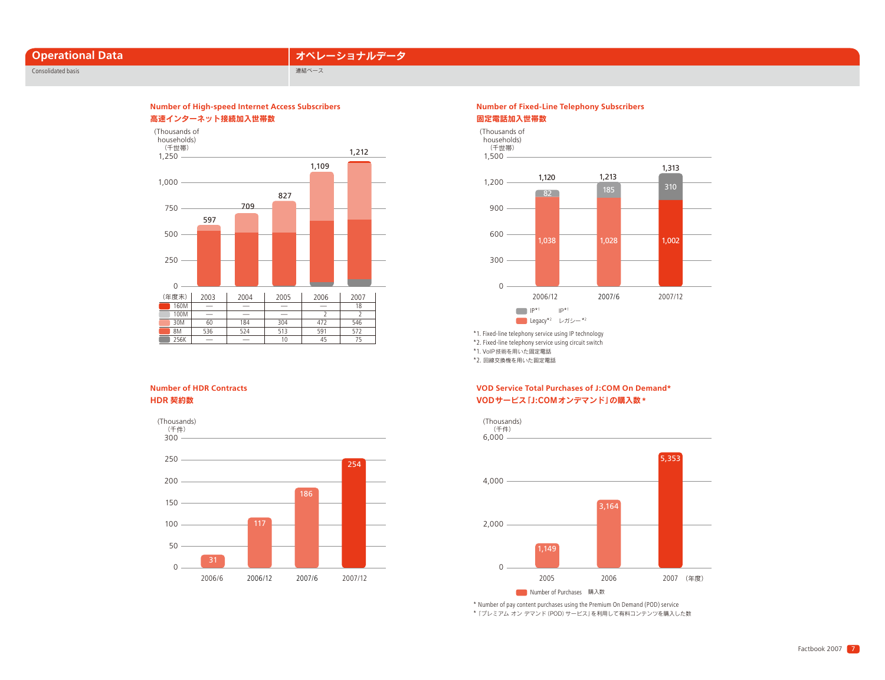# Operational Data　オペレーショナルデータ

Consolidated basis　連結ベース

## Number of High-speed Internet Access Subscribers
## 高速インターネット接続加入世帯数

(Thousands of households)
（千世帯）

| （年度末） | 2003 | 2004 | 2005 | 2006 | 2007 |
|---|---|---|---|---|---|
| 160M | — | — | — | — | 18 |
| 100M | — | — | — | 2 | 2 |
| 30M | 60 | 184 | 304 | 472 | 546 |
| 8M | 536 | 524 | 513 | 591 | 572 |
| 256K | — | — | 10 | 45 | 75 |
| Total | 597 | 709 | 827 | 1,109 | 1,212 |

## Number of Fixed-Line Telephony Subscribers
## 固定電話加入世帯数

(Thousands of households)
（千世帯）

| | 2006/12 | 2007/6 | 2007/12 |
|---|---|---|---|
| IP*1　IP*1 | 82 | 185 | 310 |
| Legacy*2　レガシー*2 | 1,038 | 1,028 | 1,002 |
| Total | 1,120 | 1,213 | 1,313 |

*1. Fixed-line telephony service using IP technology
*2. Fixed-line telephony service using circuit switch
*1. VoIP技術を用いた固定電話
*2. 回線交換機を用いた固定電話

## Number of HDR Contracts
## HDR 契約数

(Thousands)
（千件）

| 2006/6 | 2006/12 | 2007/6 | 2007/12 |
|---|---|---|---|
| 31 | 117 | 186 | 254 |

## VOD Service Total Purchases of J:COM On Demand*
## VODサービス「J:COMオンデマンド」の購入数＊

(Thousands)
（千件）

| （年度） | 2005 | 2006 | 2007 |
|---|---|---|---|
| Number of Purchases　購入数 | 1,149 | 3,164 | 5,353 |

* Number of pay content purchases using the Premium On Demand (POD) service
＊「プレミアム オン デマンド（POD）サービス」を利用して有料コンテンツを購入した数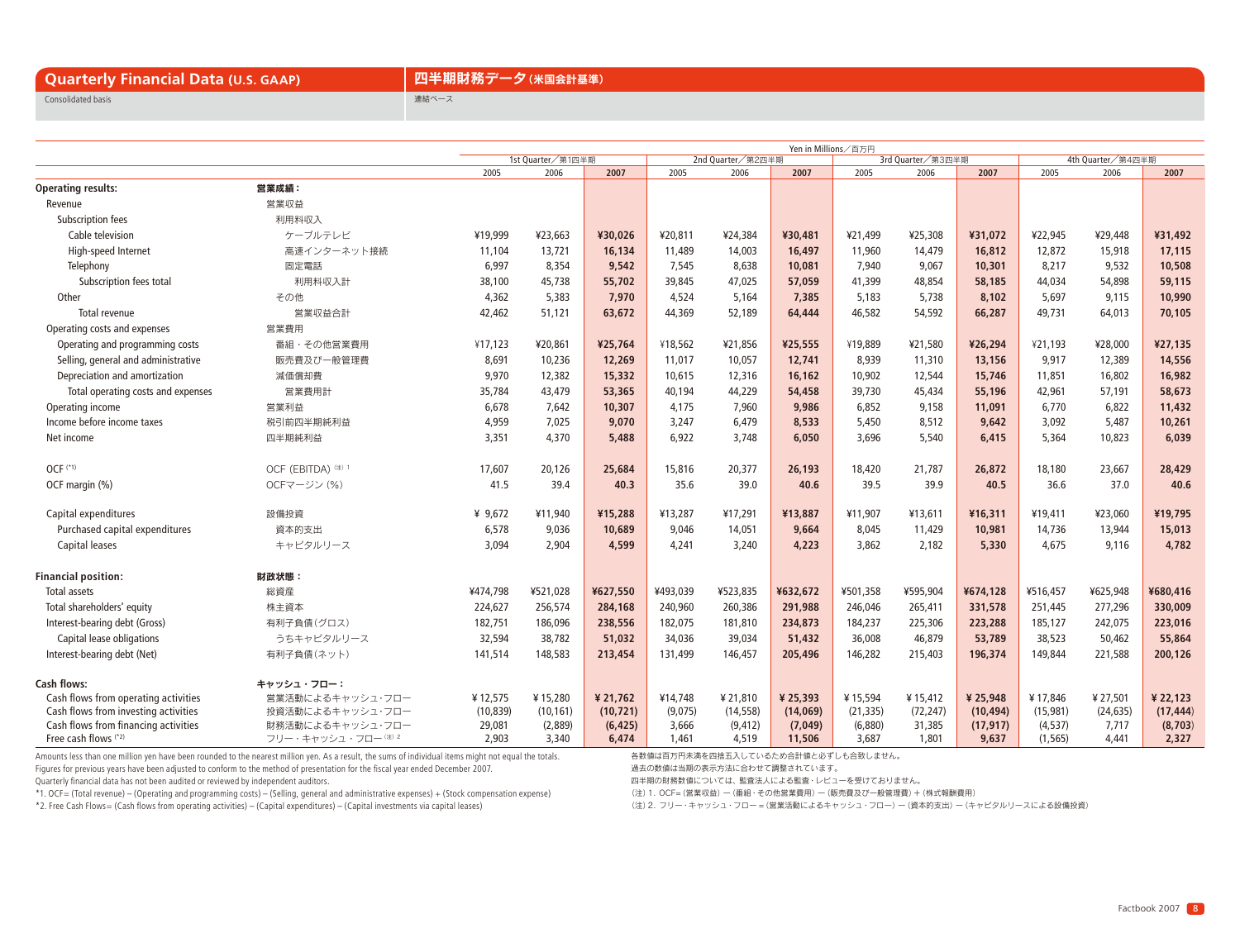# Quarterly Financial Data (U.S. GAAP) 四半期財務データ（米国会計基準）

Consolidated basis 連結ベース

Yen in Millions／百万円

| | | 1st Quarter／第1四半期 | | | 2nd Quarter／第2四半期 | | | 3rd Quarter／第3四半期 | | | 4th Quarter／第4四半期 | | |
|---|---|---|---|---|---|---|---|---|---|---|---|---|---|
| | | 2005 | 2006 | **2007** | 2005 | 2006 | **2007** | 2005 | 2006 | **2007** | 2005 | 2006 | **2007** |
| **Operating results:** | **営業成績：** | | | | | | | | | | | | |
| Revenue | 営業収益 | | | | | | | | | | | | |
| Subscription fees | 利用料収入 | | | | | | | | | | | | |
| Cable television | ケーブルテレビ | ¥19,999 | ¥23,663 | **¥30,026** | ¥20,811 | ¥24,384 | **¥30,481** | ¥21,499 | ¥25,308 | **¥31,072** | ¥22,945 | ¥29,448 | **¥31,492** |
| High-speed Internet | 高速インターネット接続 | 11,104 | 13,721 | **16,134** | 11,489 | 14,003 | **16,497** | 11,960 | 14,479 | **16,812** | 12,872 | 15,918 | **17,115** |
| Telephony | 固定電話 | 6,997 | 8,354 | **9,542** | 7,545 | 8,638 | **10,081** | 7,940 | 9,067 | **10,301** | 8,217 | 9,532 | **10,508** |
| Subscription fees total | 利用料収入計 | 38,100 | 45,738 | **55,702** | 39,845 | 47,025 | **57,059** | 41,399 | 48,854 | **58,185** | 44,034 | 54,898 | **59,115** |
| Other | その他 | 4,362 | 5,383 | **7,970** | 4,524 | 5,164 | **7,385** | 5,183 | 5,738 | **8,102** | 5,697 | 9,115 | **10,990** |
| Total revenue | 営業収益合計 | 42,462 | 51,121 | **63,672** | 44,369 | 52,189 | **64,444** | 46,582 | 54,592 | **66,287** | 49,731 | 64,013 | **70,105** |
| Operating costs and expenses | 営業費用 | | | | | | | | | | | | |
| Operating and programming costs | 番組・その他営業費用 | ¥17,123 | ¥20,861 | **¥25,764** | ¥18,562 | ¥21,856 | **¥25,555** | ¥19,889 | ¥21,580 | **¥26,294** | ¥21,193 | ¥28,000 | **¥27,135** |
| Selling, general and administrative | 販売費及び一般管理費 | 8,691 | 10,236 | **12,269** | 11,017 | 10,057 | **12,741** | 8,939 | 11,310 | **13,156** | 9,917 | 12,389 | **14,556** |
| Depreciation and amortization | 減価償却費 | 9,970 | 12,382 | **15,332** | 10,615 | 12,316 | **16,162** | 10,902 | 12,544 | **15,746** | 11,851 | 16,802 | **16,982** |
| Total operating costs and expenses | 営業費用計 | 35,784 | 43,479 | **53,365** | 40,194 | 44,229 | **54,458** | 39,730 | 45,434 | **55,196** | 42,961 | 57,191 | **58,673** |
| Operating income | 営業利益 | 6,678 | 7,642 | **10,307** | 4,175 | 7,960 | **9,986** | 6,852 | 9,158 | **11,091** | 6,770 | 6,822 | **11,432** |
| Income before income taxes | 税引前四半期純利益 | 4,959 | 7,025 | **9,070** | 3,247 | 6,479 | **8,533** | 5,450 | 8,512 | **9,642** | 3,092 | 5,487 | **10,261** |
| Net income | 四半期純利益 | 3,351 | 4,370 | **5,488** | 6,922 | 3,748 | **6,050** | 3,696 | 5,540 | **6,415** | 5,364 | 10,823 | **6,039** |
| OCF (*1) | OCF (EBITDA) (注) 1 | 17,607 | 20,126 | **25,684** | 15,816 | 20,377 | **26,193** | 18,420 | 21,787 | **26,872** | 18,180 | 23,667 | **28,429** |
| OCF margin (%) | OCFマージン（%） | 41.5 | 39.4 | **40.3** | 35.6 | 39.0 | **40.6** | 39.5 | 39.9 | **40.5** | 36.6 | 37.0 | **40.6** |
| Capital expenditures | 設備投資 | ¥ 9,672 | ¥11,940 | **¥15,288** | ¥13,287 | ¥17,291 | **¥13,887** | ¥11,907 | ¥13,611 | **¥16,311** | ¥19,411 | ¥23,060 | **¥19,795** |
| Purchased capital expenditures | 資本的支出 | 6,578 | 9,036 | **10,689** | 9,046 | 14,051 | **9,664** | 8,045 | 11,429 | **10,981** | 14,736 | 13,944 | **15,013** |
| Capital leases | キャピタルリース | 3,094 | 2,904 | **4,599** | 4,241 | 3,240 | **4,223** | 3,862 | 2,182 | **5,330** | 4,675 | 9,116 | **4,782** |
| **Financial position:** | **財政状態：** | | | | | | | | | | | | |
| Total assets | 総資産 | ¥474,798 | ¥521,028 | **¥627,550** | ¥493,039 | ¥523,835 | **¥632,672** | ¥501,358 | ¥595,904 | **¥674,128** | ¥516,457 | ¥625,948 | **¥680,416** |
| Total shareholders' equity | 株主資本 | 224,627 | 256,574 | **284,168** | 240,960 | 260,386 | **291,988** | 246,046 | 265,411 | **331,578** | 251,445 | 277,296 | **330,009** |
| Interest-bearing debt (Gross) | 有利子負債（グロス） | 182,751 | 186,096 | **238,556** | 182,075 | 181,810 | **234,873** | 184,237 | 225,306 | **223,288** | 185,127 | 242,075 | **223,016** |
| Capital lease obligations | うちキャピタルリース | 32,594 | 38,782 | **51,032** | 34,036 | 39,034 | **51,432** | 36,008 | 46,879 | **53,789** | 38,523 | 50,462 | **55,864** |
| Interest-bearing debt (Net) | 有利子負債（ネット） | 141,514 | 148,583 | **213,454** | 131,499 | 146,457 | **205,496** | 146,282 | 215,403 | **196,374** | 149,844 | 221,588 | **200,126** |
| **Cash flows:** | **キャッシュ・フロー：** | | | | | | | | | | | | |
| Cash flows from operating activities | 営業活動によるキャッシュ･フロー | ¥ 12,575 | ¥ 15,280 | **¥ 21,762** | ¥14,748 | ¥ 21,810 | **¥ 25,393** | ¥ 15,594 | ¥ 15,412 | **¥ 25,948** | ¥ 17,846 | ¥ 27,501 | **¥ 22,123** |
| Cash flows from investing activities | 投資活動によるキャッシュ･フロー | (10,839) | (10,161) | **(10,721)** | (9,075) | (14,558) | **(14,069)** | (21,335) | (72,247) | **(10,494)** | (15,981) | (24,635) | **(17,444)** |
| Cash flows from financing activities | 財務活動によるキャッシュ･フロー | 29,081 | (2,889) | **(6,425)** | 3,666 | (9,412) | **(7,049)** | (6,880) | 31,385 | **(17,917)** | (4,537) | 7,717 | **(8,703)** |
| Free cash flows (*2) | フリー・キャッシュ・フロー (注) 2 | 2,903 | 3,340 | **6,474** | 1,461 | 4,519 | **11,506** | 3,687 | 1,801 | **9,637** | (1,565) | 4,441 | **2,327** |

Amounts less than one million yen have been rounded to the nearest million yen. As a result, the sums of individual items might not equal the totals.
Figures for previous years have been adjusted to conform to the method of presentation for the fiscal year ended December 2007.
Quarterly financial data has not been audited or reviewed by independent auditors.
*1. OCF= (Total revenue) – (Operating and programming costs) – (Selling, general and administrative expenses) + (Stock compensation expense)
*2. Free Cash Flows= (Cash flows from operating activities) – (Capital expenditures) – (Capital investments via capital leases)

各数値は百万円未満を四捨五入しているため合計値と必ずしも合致しません。
過去の数値は当期の表示方法に合わせて調整されています。
四半期の財務数値については、監査法人による監査・レビューを受けておりません。
（注）1. OCF=（営業収益）－（番組・その他営業費用）－（販売費及び一般管理費）＋（株式報酬費用）
（注）2. フリー・キャッシュ・フロー＝（営業活動によるキャッシュ・フロー）－（資本的支出）－（キャピタルリースによる設備投資）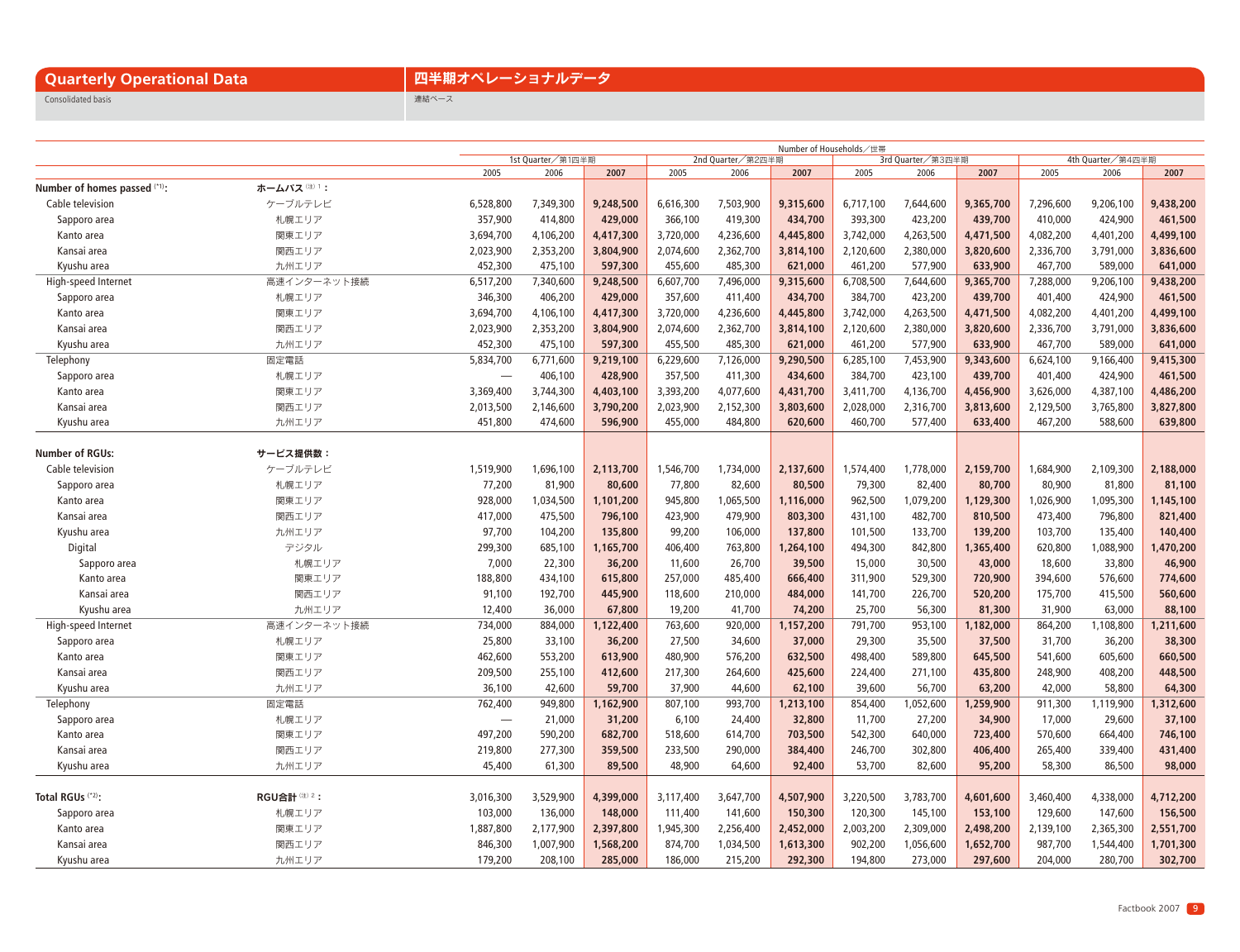## Quarterly Operational Data

Consolidated basis

## 四半期オペレーショナルデータ

連結ベース

| | | Number of Households／世帯 | | | | | | | | | | | |
|---|---|---|---|---|---|---|---|---|---|---|---|---|---|
| | | 1st Quarter／第1四半期 | | | 2nd Quarter／第2四半期 | | | 3rd Quarter／第3四半期 | | | 4th Quarter／第4四半期 | | |
| | | 2005 | 2006 | 2007 | 2005 | 2006 | 2007 | 2005 | 2006 | 2007 | 2005 | 2006 | 2007 |
| **Number of homes passed** (*1): | **ホームパス** (注) 1 **：** | | | | | | | | | | | | |
| Cable television | ケーブルテレビ | 6,528,800 | 7,349,300 | **9,248,500** | 6,616,300 | 7,503,900 | **9,315,600** | 6,717,100 | 7,644,600 | **9,365,700** | 7,296,600 | 9,206,100 | **9,438,200** |
| Sapporo area | 札幌エリア | 357,900 | 414,800 | **429,000** | 366,100 | 419,300 | **434,700** | 393,300 | 423,200 | **439,700** | 410,000 | 424,900 | **461,500** |
| Kanto area | 関東エリア | 3,694,700 | 4,106,200 | **4,417,300** | 3,720,000 | 4,236,600 | **4,445,800** | 3,742,000 | 4,263,500 | **4,471,500** | 4,082,200 | 4,401,200 | **4,499,100** |
| Kansai area | 関西エリア | 2,023,900 | 2,353,200 | **3,804,900** | 2,074,600 | 2,362,700 | **3,814,100** | 2,120,600 | 2,380,000 | **3,820,600** | 2,336,700 | 3,791,000 | **3,836,600** |
| Kyushu area | 九州エリア | 452,300 | 475,100 | **597,300** | 455,600 | 485,300 | **621,000** | 461,200 | 577,900 | **633,900** | 467,700 | 589,000 | **641,000** |
| High-speed Internet | 高速インターネット接続 | 6,517,200 | 7,340,600 | **9,248,500** | 6,607,700 | 7,496,000 | **9,315,600** | 6,708,500 | 7,644,600 | **9,365,700** | 7,288,000 | 9,206,100 | **9,438,200** |
| Sapporo area | 札幌エリア | 346,300 | 406,200 | **429,000** | 357,600 | 411,400 | **434,700** | 384,700 | 423,200 | **439,700** | 401,400 | 424,900 | **461,500** |
| Kanto area | 関東エリア | 3,694,700 | 4,106,100 | **4,417,300** | 3,720,000 | 4,236,600 | **4,445,800** | 3,742,000 | 4,263,500 | **4,471,500** | 4,082,200 | 4,401,200 | **4,499,100** |
| Kansai area | 関西エリア | 2,023,900 | 2,353,200 | **3,804,900** | 2,074,600 | 2,362,700 | **3,814,100** | 2,120,600 | 2,380,000 | **3,820,600** | 2,336,700 | 3,791,000 | **3,836,600** |
| Kyushu area | 九州エリア | 452,300 | 475,100 | **597,300** | 455,500 | 485,300 | **621,000** | 461,200 | 577,900 | **633,900** | 467,700 | 589,000 | **641,000** |
| Telephony | 固定電話 | 5,834,700 | 6,771,600 | **9,219,100** | 6,229,600 | 7,126,000 | **9,290,500** | 6,285,100 | 7,453,900 | **9,343,600** | 6,624,100 | 9,166,400 | **9,415,300** |
| Sapporo area | 札幌エリア | — | 406,100 | **428,900** | 357,500 | 411,300 | **434,600** | 384,700 | 423,100 | **439,700** | 401,400 | 424,900 | **461,500** |
| Kanto area | 関東エリア | 3,369,400 | 3,744,300 | **4,403,100** | 3,393,200 | 4,077,600 | **4,431,700** | 3,411,700 | 4,136,700 | **4,456,900** | 3,626,000 | 4,387,100 | **4,486,200** |
| Kansai area | 関西エリア | 2,013,500 | 2,146,600 | **3,790,200** | 2,023,900 | 2,152,300 | **3,803,600** | 2,028,000 | 2,316,700 | **3,813,600** | 2,129,500 | 3,765,800 | **3,827,800** |
| Kyushu area | 九州エリア | 451,800 | 474,600 | **596,900** | 455,000 | 484,800 | **620,600** | 460,700 | 577,400 | **633,400** | 467,200 | 588,600 | **639,800** |
| **Number of RGUs:** | **サービス提供数：** | | | | | | | | | | | | |
| Cable television | ケーブルテレビ | 1,519,900 | 1,696,100 | **2,113,700** | 1,546,700 | 1,734,000 | **2,137,600** | 1,574,400 | 1,778,000 | **2,159,700** | 1,684,900 | 2,109,300 | **2,188,000** |
| Sapporo area | 札幌エリア | 77,200 | 81,900 | **80,600** | 77,800 | 82,600 | **80,500** | 79,300 | 82,400 | **80,700** | 80,900 | 81,800 | **81,100** |
| Kanto area | 関東エリア | 928,000 | 1,034,500 | **1,101,200** | 945,800 | 1,065,500 | **1,116,000** | 962,500 | 1,079,200 | **1,129,300** | 1,026,900 | 1,095,300 | **1,145,100** |
| Kansai area | 関西エリア | 417,000 | 475,500 | **796,100** | 423,900 | 479,900 | **803,300** | 431,100 | 482,700 | **810,500** | 473,400 | 796,800 | **821,400** |
| Kyushu area | 九州エリア | 97,700 | 104,200 | **135,800** | 99,200 | 106,000 | **137,800** | 101,500 | 133,700 | **139,200** | 103,700 | 135,400 | **140,400** |
| Digital | デジタル | 299,300 | 685,100 | **1,165,700** | 406,400 | 763,800 | **1,264,100** | 494,300 | 842,800 | **1,365,400** | 620,800 | 1,088,900 | **1,470,200** |
| Sapporo area | 札幌エリア | 7,000 | 22,300 | **36,200** | 11,600 | 26,700 | **39,500** | 15,000 | 30,500 | **43,000** | 18,600 | 33,800 | **46,900** |
| Kanto area | 関東エリア | 188,800 | 434,100 | **615,800** | 257,000 | 485,400 | **666,400** | 311,900 | 529,300 | **720,900** | 394,600 | 576,600 | **774,600** |
| Kansai area | 関西エリア | 91,100 | 192,700 | **445,900** | 118,600 | 210,000 | **484,000** | 141,700 | 226,700 | **520,200** | 175,700 | 415,500 | **560,600** |
| Kyushu area | 九州エリア | 12,400 | 36,000 | **67,800** | 19,200 | 41,700 | **74,200** | 25,700 | 56,300 | **81,300** | 31,900 | 63,000 | **88,100** |
| High-speed Internet | 高速インターネット接続 | 734,000 | 884,000 | **1,122,400** | 763,600 | 920,000 | **1,157,200** | 791,700 | 953,100 | **1,182,000** | 864,200 | 1,108,800 | **1,211,600** |
| Sapporo area | 札幌エリア | 25,800 | 33,100 | **36,200** | 27,500 | 34,600 | **37,000** | 29,300 | 35,500 | **37,500** | 31,700 | 36,200 | **38,300** |
| Kanto area | 関東エリア | 462,600 | 553,200 | **613,900** | 480,900 | 576,200 | **632,500** | 498,400 | 589,800 | **645,500** | 541,600 | 605,600 | **660,500** |
| Kansai area | 関西エリア | 209,500 | 255,100 | **412,600** | 217,300 | 264,600 | **425,600** | 224,400 | 271,100 | **435,800** | 248,900 | 408,200 | **448,500** |
| Kyushu area | 九州エリア | 36,100 | 42,600 | **59,700** | 37,900 | 44,600 | **62,100** | 39,600 | 56,700 | **63,200** | 42,000 | 58,800 | **64,300** |
| Telephony | 固定電話 | 762,400 | 949,800 | **1,162,900** | 807,100 | 993,700 | **1,213,100** | 854,400 | 1,052,600 | **1,259,900** | 911,300 | 1,119,900 | **1,312,600** |
| Sapporo area | 札幌エリア | — | 21,000 | **31,200** | 6,100 | 24,400 | **32,800** | 11,700 | 27,200 | **34,900** | 17,000 | 29,600 | **37,100** |
| Kanto area | 関東エリア | 497,200 | 590,200 | **682,700** | 518,600 | 614,700 | **703,500** | 542,300 | 640,000 | **723,400** | 570,600 | 664,400 | **746,100** |
| Kansai area | 関西エリア | 219,800 | 277,300 | **359,500** | 233,500 | 290,000 | **384,400** | 246,700 | 302,800 | **406,400** | 265,400 | 339,400 | **431,400** |
| Kyushu area | 九州エリア | 45,400 | 61,300 | **89,500** | 48,900 | 64,600 | **92,400** | 53,700 | 82,600 | **95,200** | 58,300 | 86,500 | **98,000** |
| **Total RGUs** (*2): | **RGU合計** (注) 2 **：** | 3,016,300 | 3,529,900 | **4,399,000** | 3,117,400 | 3,647,700 | **4,507,900** | 3,220,500 | 3,783,700 | **4,601,600** | 3,460,400 | 4,338,000 | **4,712,200** |
| Sapporo area | 札幌エリア | 103,000 | 136,000 | **148,000** | 111,400 | 141,600 | **150,300** | 120,300 | 145,100 | **153,100** | 129,600 | 147,600 | **156,500** |
| Kanto area | 関東エリア | 1,887,800 | 2,177,900 | **2,397,800** | 1,945,300 | 2,256,400 | **2,452,000** | 2,003,200 | 2,309,000 | **2,498,200** | 2,139,100 | 2,365,300 | **2,551,700** |
| Kansai area | 関西エリア | 846,300 | 1,007,900 | **1,568,200** | 874,700 | 1,034,500 | **1,613,300** | 902,200 | 1,056,600 | **1,652,700** | 987,700 | 1,544,400 | **1,701,300** |
| Kyushu area | 九州エリア | 179,200 | 208,100 | **285,000** | 186,000 | 215,200 | **292,300** | 194,800 | 273,000 | **297,600** | 204,000 | 280,700 | **302,700** |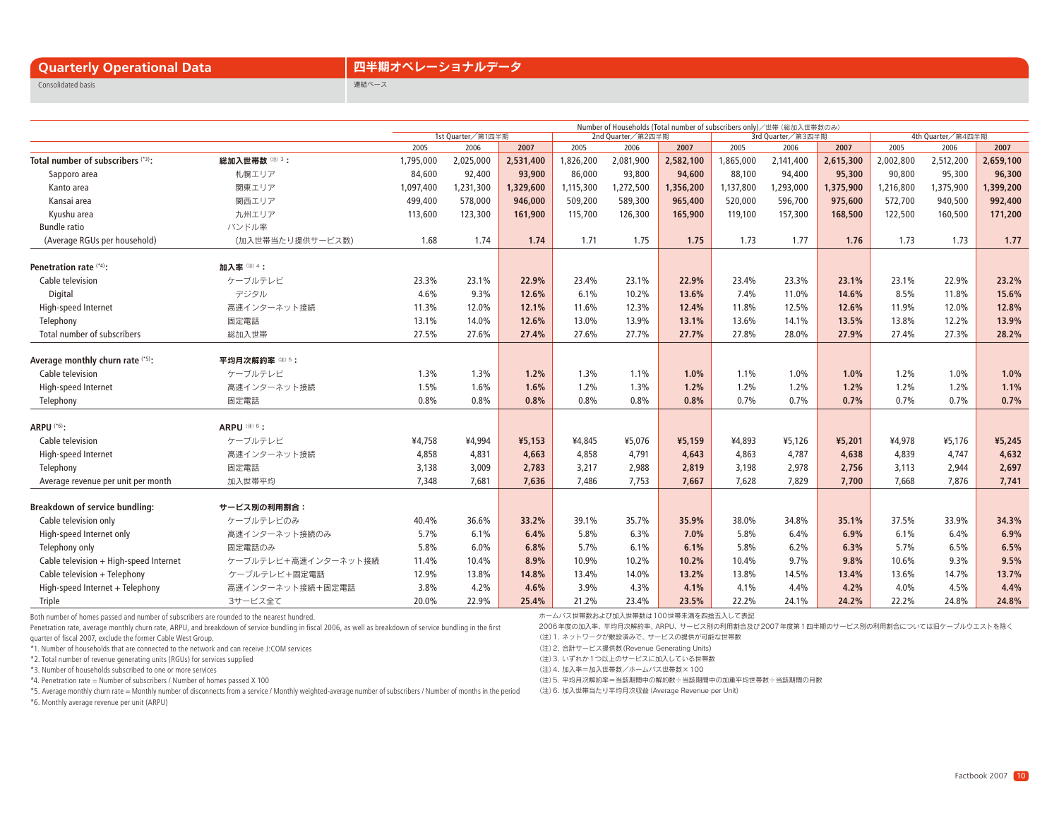# Quarterly Operational Data

# 四半期オペレーショナルデータ

Consolidated basis

連結ベース

Number of Households (Total number of subscribers only)／世帯（総加入世帯数のみ）

| | | 1st Quarter／第1四半期 | | | 2nd Quarter／第2四半期 | | | 3rd Quarter／第3四半期 | | | 4th Quarter／第4四半期 | | |
|---|---|---|---|---|---|---|---|---|---|---|---|---|---|
| | | 2005 | 2006 | 2007 | 2005 | 2006 | 2007 | 2005 | 2006 | 2007 | 2005 | 2006 | 2007 |
| **Total number of subscribers** (*3): | **総加入世帯数** (注) 3： | 1,795,000 | 2,025,000 | **2,531,400** | 1,826,200 | 2,081,900 | **2,582,100** | 1,865,000 | 2,141,400 | **2,615,300** | 2,002,800 | 2,512,200 | **2,659,100** |
| Sapporo area | 札幌エリア | 84,600 | 92,400 | **93,900** | 86,000 | 93,800 | **94,600** | 88,100 | 94,400 | **95,300** | 90,800 | 95,300 | **96,300** |
| Kanto area | 関東エリア | 1,097,400 | 1,231,300 | **1,329,600** | 1,115,300 | 1,272,500 | **1,356,200** | 1,137,800 | 1,293,000 | **1,375,900** | 1,216,800 | 1,375,900 | **1,399,200** |
| Kansai area | 関西エリア | 499,400 | 578,000 | **946,000** | 509,200 | 589,300 | **965,400** | 520,000 | 596,700 | **975,600** | 572,700 | 940,500 | **992,400** |
| Kyushu area | 九州エリア | 113,600 | 123,300 | **161,900** | 115,700 | 126,300 | **165,900** | 119,100 | 157,300 | **168,500** | 122,500 | 160,500 | **171,200** |
| Bundle ratio | バンドル率 | | | | | | | | | | | | |
| (Average RGUs per household) | (加入世帯当たり提供サービス数) | 1.68 | 1.74 | **1.74** | 1.71 | 1.75 | **1.75** | 1.73 | 1.77 | **1.76** | 1.73 | 1.73 | **1.77** |
| **Penetration rate** (*4): | **加入率** (注) 4： | | | | | | | | | | | | |
| Cable television | ケーブルテレビ | 23.3% | 23.1% | **22.9%** | 23.4% | 23.1% | **22.9%** | 23.4% | 23.3% | **23.1%** | 23.1% | 22.9% | **23.2%** |
| Digital | デジタル | 4.6% | 9.3% | **12.6%** | 6.1% | 10.2% | **13.6%** | 7.4% | 11.0% | **14.6%** | 8.5% | 11.8% | **15.6%** |
| High-speed Internet | 高速インターネット接続 | 11.3% | 12.0% | **12.1%** | 11.6% | 12.3% | **12.4%** | 11.8% | 12.5% | **12.6%** | 11.9% | 12.0% | **12.8%** |
| Telephony | 固定電話 | 13.1% | 14.0% | **12.6%** | 13.0% | 13.9% | **13.1%** | 13.6% | 14.1% | **13.5%** | 13.8% | 12.2% | **13.9%** |
| Total number of subscribers | 総加入世帯 | 27.5% | 27.6% | **27.4%** | 27.6% | 27.7% | **27.7%** | 27.8% | 28.0% | **27.9%** | 27.4% | 27.3% | **28.2%** |
| **Average monthly churn rate** (*5): | **平均月次解約率** (注) 5： | | | | | | | | | | | | |
| Cable television | ケーブルテレビ | 1.3% | 1.3% | **1.2%** | 1.3% | 1.1% | **1.0%** | 1.1% | 1.0% | **1.0%** | 1.2% | 1.0% | **1.0%** |
| High-speed Internet | 高速インターネット接続 | 1.5% | 1.6% | **1.6%** | 1.2% | 1.3% | **1.2%** | 1.2% | 1.2% | **1.2%** | 1.2% | 1.2% | **1.1%** |
| Telephony | 固定電話 | 0.8% | 0.8% | **0.8%** | 0.8% | 0.8% | **0.8%** | 0.7% | 0.7% | **0.7%** | 0.7% | 0.7% | **0.7%** |
| **ARPU** (*6): | **ARPU** (注) 6： | | | | | | | | | | | | |
| Cable television | ケーブルテレビ | ¥4,758 | ¥4,994 | **¥5,153** | ¥4,845 | ¥5,076 | **¥5,159** | ¥4,893 | ¥5,126 | **¥5,201** | ¥4,978 | ¥5,176 | **¥5,245** |
| High-speed Internet | 高速インターネット接続 | 4,858 | 4,831 | **4,663** | 4,858 | 4,791 | **4,643** | 4,863 | 4,787 | **4,638** | 4,839 | 4,747 | **4,632** |
| Telephony | 固定電話 | 3,138 | 3,009 | **2,783** | 3,217 | 2,988 | **2,819** | 3,198 | 2,978 | **2,756** | 3,113 | 2,944 | **2,697** |
| Average revenue per unit per month | 加入世帯平均 | 7,348 | 7,681 | **7,636** | 7,486 | 7,753 | **7,667** | 7,628 | 7,829 | **7,700** | 7,668 | 7,876 | **7,741** |
| **Breakdown of service bundling:** | **サービス別の利用割合：** | | | | | | | | | | | | |
| Cable television only | ケーブルテレビのみ | 40.4% | 36.6% | **33.2%** | 39.1% | 35.7% | **35.9%** | 38.0% | 34.8% | **35.1%** | 37.5% | 33.9% | **34.3%** |
| High-speed Internet only | 高速インターネット接続のみ | 5.7% | 6.1% | **6.4%** | 5.8% | 6.3% | **7.0%** | 5.8% | 6.4% | **6.9%** | 6.1% | 6.4% | **6.9%** |
| Telephony only | 固定電話のみ | 5.8% | 6.0% | **6.8%** | 5.7% | 6.1% | **6.1%** | 5.8% | 6.2% | **6.3%** | 5.7% | 6.5% | **6.5%** |
| Cable television + High-speed Internet | ケーブルテレビ＋高速インターネット接続 | 11.4% | 10.4% | **8.9%** | 10.9% | 10.2% | **10.2%** | 10.4% | 9.7% | **9.8%** | 10.6% | 9.3% | **9.5%** |
| Cable television + Telephony | ケーブルテレビ＋固定電話 | 12.9% | 13.8% | **14.8%** | 13.4% | 14.0% | **13.2%** | 13.8% | 14.5% | **13.4%** | 13.6% | 14.7% | **13.7%** |
| High-speed Internet + Telephony | 高速インターネット接続＋固定電話 | 3.8% | 4.2% | **4.6%** | 3.9% | 4.3% | **4.1%** | 4.1% | 4.4% | **4.2%** | 4.0% | 4.5% | **4.4%** |
| Triple | 3サービス全て | 20.0% | 22.9% | **25.4%** | 21.2% | 23.4% | **23.5%** | 22.2% | 24.1% | **24.2%** | 22.2% | 24.8% | **24.8%** |

Both number of homes passed and number of subscribers are rounded to the nearest hundred.

Penetration rate, average monthly churn rate, ARPU, and breakdown of service bundling in fiscal 2006, as well as breakdown of service bundling in the first quarter of fiscal 2007, exclude the former Cable West Group.

*1. Number of households that are connected to the network and can receive J:COM services

*2. Total number of revenue generating units (RGUs) for services supplied

*3. Number of households subscribed to one or more services

*4. Penetration rate = Number of subscribers / Number of homes passed X 100

*5. Average monthly churn rate = Monthly number of disconnects from a service / Monthly weighted-average number of subscribers / Number of months in the period

*6. Monthly average revenue per unit (ARPU)

ホームパス世帯数および加入世帯数は100世帯未満を四捨五入して表記

2006年度の加入率、平均月次解約率、ARPU、サービス別の利用割合及び2007年度第1四半期のサービス別の利用割合については旧ケーブルウエストを除く

(注) 1. ネットワークが敷設済みで、サービスの提供が可能な世帯数

(注) 2. 合計サービス提供数(Revenue Generating Units)

(注) 3. いずれか1つ以上のサービスに加入している世帯数

(注) 4. 加入率＝加入世帯数／ホームパス世帯数×100

(注) 5. 平均月次解約率＝当該期間中の解約数÷当該期間中の加重平均世帯数÷当該期間の月数

(注) 6. 加入世帯当たり平均月次収益 (Average Revenue per Unit)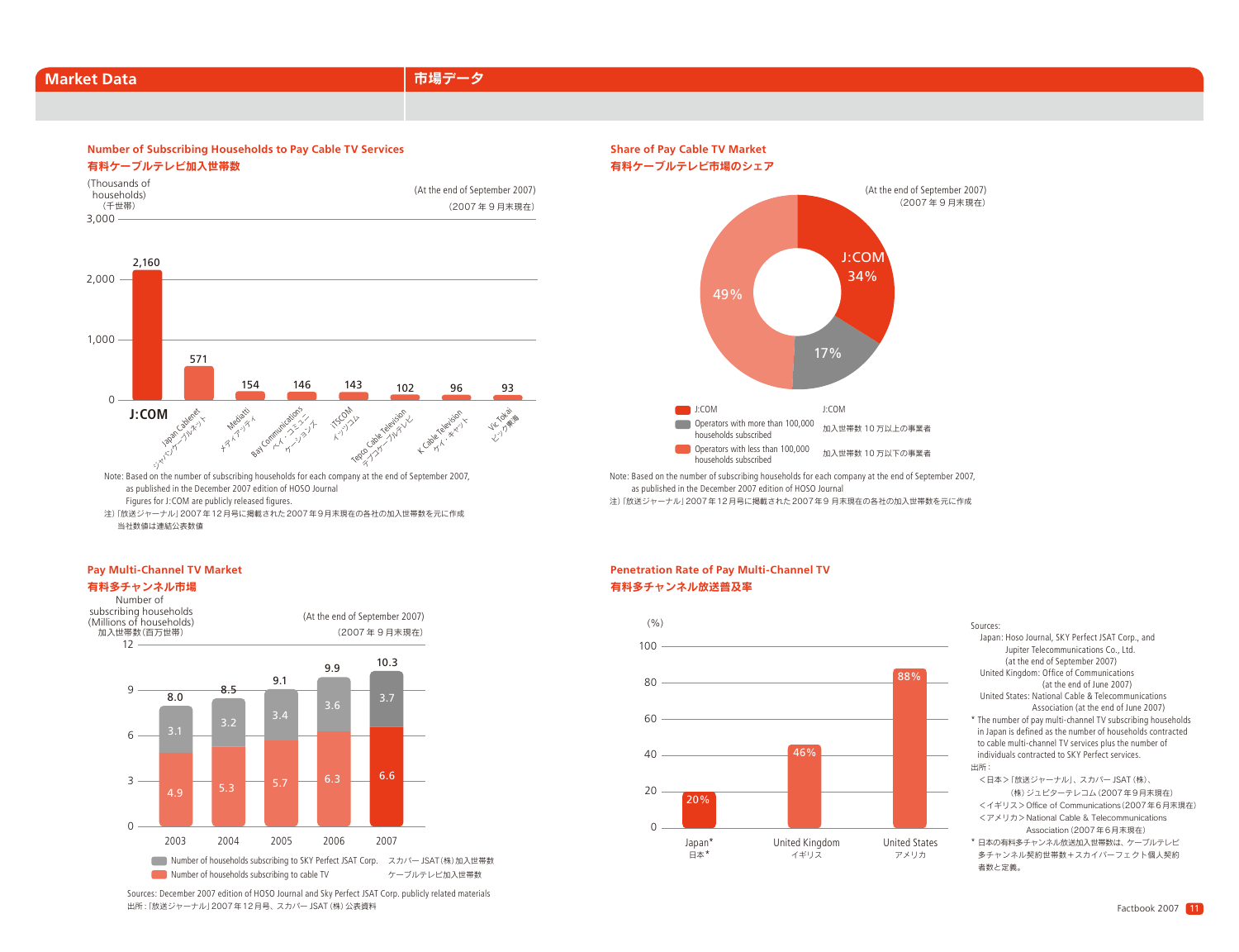# Market Data
# 市場データ

## Number of Subscribing Households to Pay Cable TV Services
## 有料ケーブルテレビ加入世帯数

(Thousands of households)
（千世帯）

(At the end of September 2007)
（2007年９月末現在）

| Company | Households (thousands) |
|---|---|
| J:COM | 2,160 |
| Japan Cablenet ジャパンケーブルネット | 571 |
| Mediatti メディアッティ | 154 |
| Bay Communications ベイ・コミュニケーションズ | 146 |
| ITSCOM イッツコム | 143 |
| Tepco Cable Television テプコケーブルテレビ | 102 |
| K Cable Television ケイ・キャット | 96 |
| Vic Tokai ビック東海 | 93 |

Note: Based on the number of subscribing households for each company at the end of September 2007, as published in the December 2007 edition of HOSO Journal
Figures for J:COM are publicly released figures.

注)「放送ジャーナル」2007年12月号に掲載された2007年9月末現在の各社の加入世帯数を元に作成
当社数値は連結公表数値

## Share of Pay Cable TV Market
## 有料ケーブルテレビ市場のシェア

(At the end of September 2007)
（2007年９月末現在）

| Category | Share |
|---|---|
| J:COM | 34% |
| Operators with more than 100,000 households subscribed 加入世帯数10万以上の事業者 | 17% |
| Operators with less than 100,000 households subscribed 加入世帯数10万以下の事業者 | 49% |

Note: Based on the number of subscribing households for each company at the end of September 2007, as published in the December 2007 edition of HOSO Journal

注)「放送ジャーナル」2007年12月号に掲載された2007年9月末現在の各社の加入世帯数を元に作成

## Pay Multi-Channel TV Market
## 有料多チャンネル市場

Number of subscribing households (Millions of households)
加入世帯数(百万世帯)

(At the end of September 2007)
（2007年９月末現在）

| Year | Number of households subscribing to cable TV ケーブルテレビ加入世帯数 | Number of households subscribing to SKY Perfect JSAT Corp. スカパーJSAT(株)加入世帯数 | Total |
|---|---|---|---|
| 2003 | 4.9 | 3.1 | 8.0 |
| 2004 | 5.3 | 3.2 | 8.5 |
| 2005 | 5.7 | 3.4 | 9.1 |
| 2006 | 6.3 | 3.6 | 9.9 |
| 2007 | 6.6 | 3.7 | 10.3 |

Sources: December 2007 edition of HOSO Journal and Sky Perfect JSAT Corp. publicly related materials
出所：「放送ジャーナル」2007年12月号、スカパーJSAT(株)公表資料

## Penetration Rate of Pay Multi-Channel TV
## 有料多チャンネル放送普及率

(%)

| Country | Penetration Rate |
|---|---|
| Japan* 日本* | 20% |
| United Kingdom イギリス | 46% |
| United States アメリカ | 88% |

Sources:
Japan: Hoso Journal, SKY Perfect JSAT Corp., and Jupiter Telecommunications Co., Ltd. (at the end of September 2007)
United Kingdom: Office of Communications (at the end of June 2007)
United States: National Cable & Telecommunications Association (at the end of June 2007)

* The number of pay multi-channel TV subscribing households in Japan is defined as the number of households contracted to cable multi-channel TV services plus the number of individuals contracted to SKY Perfect services.

出所：
＜日本＞「放送ジャーナル」、スカパーJSAT(株)、(株)ジュピターテレコム(2007年9月末現在)
＜イギリス＞Office of Communications(2007年6月末現在)
＜アメリカ＞National Cable & Telecommunications Association(2007年6月末現在)

* 日本の有料多チャンネル放送加入世帯数は、ケーブルテレビ多チャンネル契約世帯数＋スカイパーフェクト個人契約者数と定義。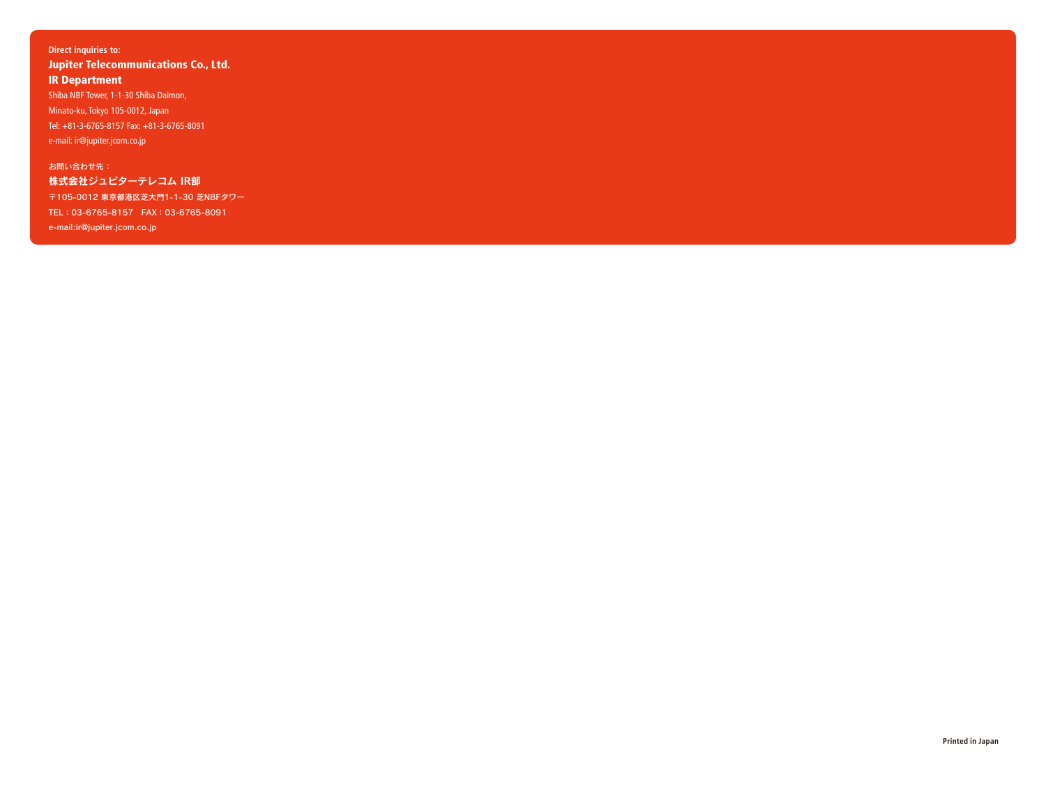Direct inquiries to:

**Jupiter Telecommunications Co., Ltd.**
**IR Department**

Shiba NBF Tower, 1-1-30 Shiba Daimon,
Minato-ku, Tokyo 105-0012, Japan
Tel: +81-3-6765-8157 Fax: +81-3-6765-8091
e-mail: ir@jupiter.jcom.co.jp

お問い合わせ先：

**株式会社ジュピターテレコム IR部**

〒105-0012 東京都港区芝大門1-1-30 芝NBFタワー
TEL：03-6765-8157　FAX：03-6765-8091
e-mail:ir@jupiter.jcom.co.jp

Printed in Japan